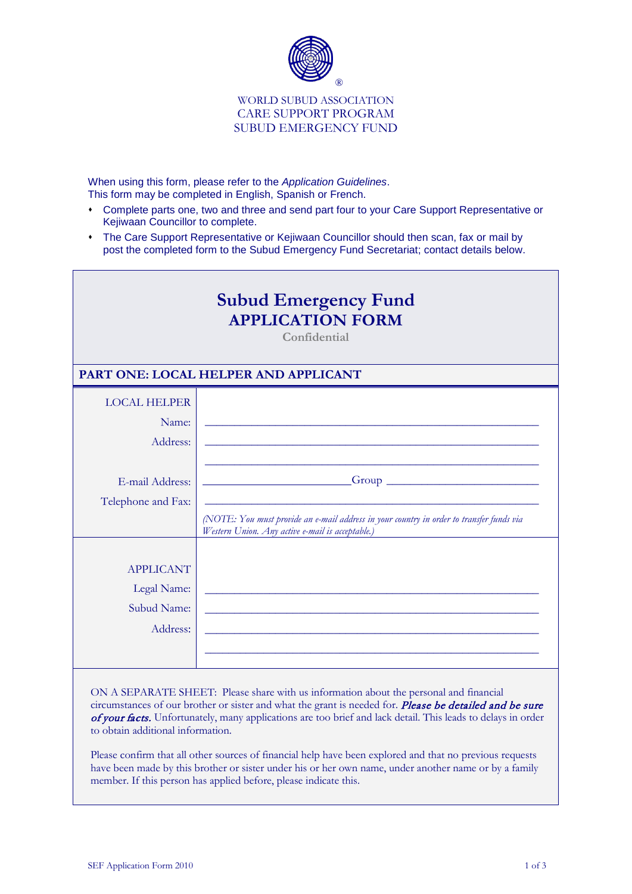WORLD SUBUD ASSOCIATION
CARE SUPPORT PROGRAM
SUBUD EMERGENCY FUND

When using this form, please refer to the *Application Guidelines*.
This form may be completed in English, Spanish or French.

- Complete parts one, two and three and send part four to your Care Support Representative or Kejiwaan Councillor to complete.
- The Care Support Representative or Kejiwaan Councillor should then scan, fax or mail by post the completed form to the Subud Emergency Fund Secretariat; contact details below.

# Subud Emergency Fund
# APPLICATION FORM

**Confidential**

## PART ONE: LOCAL HELPER AND APPLICANT

| | |
|---|---|
| LOCAL HELPER | |
| Name: | ___________________________ |
| Address: | ___________________________ |
| | ___________________________ |
| E-mail Address: | _______________ Group _______________ |
| Telephone and Fax: | ___________________________ |
| | *(NOTE: You must provide an e-mail address in your country in order to transfer funds via Western Union. Any active e-mail is acceptable.)* |
| APPLICANT | |
| Legal Name: | ___________________________ |
| Subud Name: | ___________________________ |
| Address: | ___________________________ |
| | ___________________________ |

ON A SEPARATE SHEET: Please share with us information about the personal and financial circumstances of our brother or sister and what the grant is needed for. ***Please be detailed and be sure of your facts.*** Unfortunately, many applications are too brief and lack detail. This leads to delays in order to obtain additional information.

Please confirm that all other sources of financial help have been explored and that no previous requests have been made by this brother or sister under his or her own name, under another name or by a family member. If this person has applied before, please indicate this.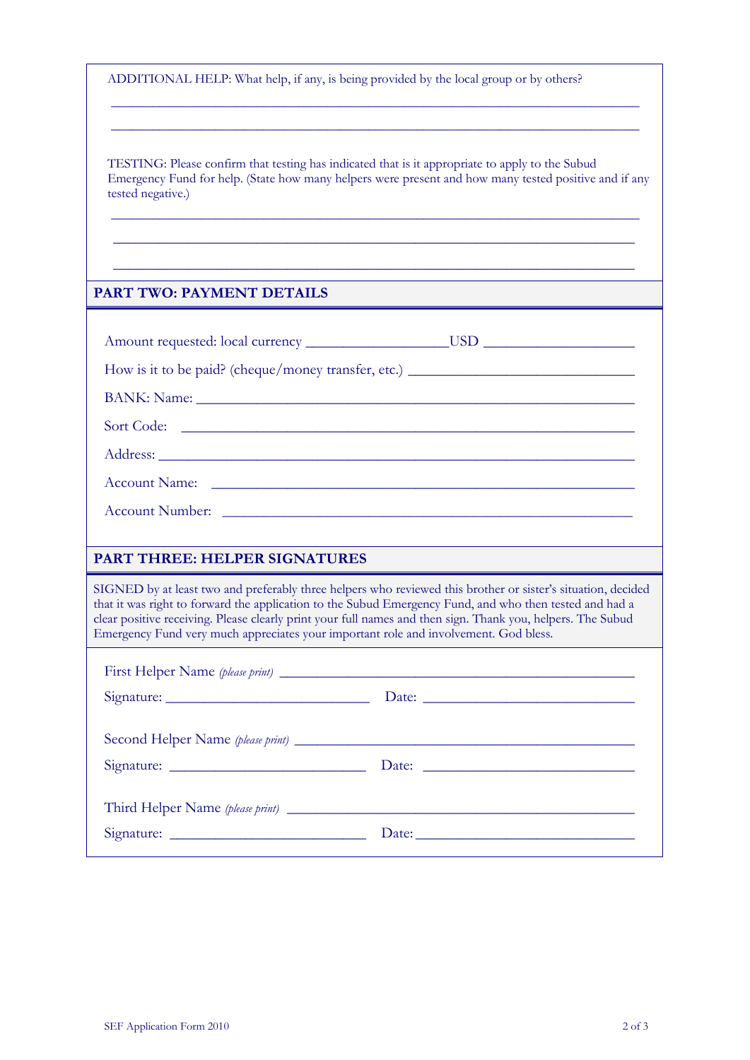ADDITIONAL HELP: What help, if any, is being provided by the local group or by others?

\_\_\_\_\_\_\_\_\_\_\_\_\_\_\_\_\_\_\_\_\_\_\_\_\_\_\_\_\_\_\_\_\_\_\_\_\_\_\_\_\_\_\_\_\_\_\_\_\_\_\_\_\_\_\_\_\_\_\_\_\_\_\_\_\_\_\_\_\_\_

\_\_\_\_\_\_\_\_\_\_\_\_\_\_\_\_\_\_\_\_\_\_\_\_\_\_\_\_\_\_\_\_\_\_\_\_\_\_\_\_\_\_\_\_\_\_\_\_\_\_\_\_\_\_\_\_\_\_\_\_\_\_\_\_\_\_\_\_\_\_

TESTING: Please confirm that testing has indicated that is it appropriate to apply to the Subud Emergency Fund for help. (State how many helpers were present and how many tested positive and if any tested negative.)

\_\_\_\_\_\_\_\_\_\_\_\_\_\_\_\_\_\_\_\_\_\_\_\_\_\_\_\_\_\_\_\_\_\_\_\_\_\_\_\_\_\_\_\_\_\_\_\_\_\_\_\_\_\_\_\_\_\_\_\_\_\_\_\_\_\_\_\_\_\_

\_\_\_\_\_\_\_\_\_\_\_\_\_\_\_\_\_\_\_\_\_\_\_\_\_\_\_\_\_\_\_\_\_\_\_\_\_\_\_\_\_\_\_\_\_\_\_\_\_\_\_\_\_\_\_\_\_\_\_\_\_\_\_\_\_\_\_\_\_\_

\_\_\_\_\_\_\_\_\_\_\_\_\_\_\_\_\_\_\_\_\_\_\_\_\_\_\_\_\_\_\_\_\_\_\_\_\_\_\_\_\_\_\_\_\_\_\_\_\_\_\_\_\_\_\_\_\_\_\_\_\_\_\_\_\_\_\_\_\_\_

## PART TWO: PAYMENT DETAILS

Amount requested: local currency \_\_\_\_\_\_\_\_\_\_\_\_\_\_\_\_\_\_\_\_ USD \_\_\_\_\_\_\_\_\_\_\_\_\_\_\_\_\_\_\_\_

How is it to be paid? (cheque/money transfer, etc.) \_\_\_\_\_\_\_\_\_\_\_\_\_\_\_\_\_\_\_\_\_\_\_\_\_\_\_\_\_\_

BANK: Name: \_\_\_\_\_\_\_\_\_\_\_\_\_\_\_\_\_\_\_\_\_\_\_\_\_\_\_\_\_\_\_\_\_\_\_\_\_\_\_\_\_\_\_\_\_\_\_\_\_\_\_\_\_\_\_\_\_\_\_\_\_

Sort Code: \_\_\_\_\_\_\_\_\_\_\_\_\_\_\_\_\_\_\_\_\_\_\_\_\_\_\_\_\_\_\_\_\_\_\_\_\_\_\_\_\_\_\_\_\_\_\_\_\_\_\_\_\_\_\_\_\_\_\_\_\_

Address: \_\_\_\_\_\_\_\_\_\_\_\_\_\_\_\_\_\_\_\_\_\_\_\_\_\_\_\_\_\_\_\_\_\_\_\_\_\_\_\_\_\_\_\_\_\_\_\_\_\_\_\_\_\_\_\_\_\_\_\_\_\_\_

Account Name: \_\_\_\_\_\_\_\_\_\_\_\_\_\_\_\_\_\_\_\_\_\_\_\_\_\_\_\_\_\_\_\_\_\_\_\_\_\_\_\_\_\_\_\_\_\_\_\_\_\_\_\_\_\_\_\_\_

Account Number: \_\_\_\_\_\_\_\_\_\_\_\_\_\_\_\_\_\_\_\_\_\_\_\_\_\_\_\_\_\_\_\_\_\_\_\_\_\_\_\_\_\_\_\_\_\_\_\_\_\_\_\_\_\_\_

## PART THREE: HELPER SIGNATURES

SIGNED by at least two and preferably three helpers who reviewed this brother or sister's situation, decided that it was right to forward the application to the Subud Emergency Fund, and who then tested and had a clear positive receiving. Please clearly print your full names and then sign. Thank you, helpers. The Subud Emergency Fund very much appreciates your important role and involvement. God bless.

First Helper Name *(please print)* \_\_\_\_\_\_\_\_\_\_\_\_\_\_\_\_\_\_\_\_\_\_\_\_\_\_\_\_\_\_\_\_\_\_\_\_\_\_\_\_\_\_\_\_\_\_

Signature: \_\_\_\_\_\_\_\_\_\_\_\_\_\_\_\_\_\_\_\_\_\_\_\_\_\_\_\_ Date: \_\_\_\_\_\_\_\_\_\_\_\_\_\_\_\_\_\_\_\_\_\_\_\_\_\_\_\_\_\_

Second Helper Name *(please print)* \_\_\_\_\_\_\_\_\_\_\_\_\_\_\_\_\_\_\_\_\_\_\_\_\_\_\_\_\_\_\_\_\_\_\_\_\_\_\_\_\_\_\_\_\_

Signature: \_\_\_\_\_\_\_\_\_\_\_\_\_\_\_\_\_\_\_\_\_\_\_\_\_\_\_\_ Date: \_\_\_\_\_\_\_\_\_\_\_\_\_\_\_\_\_\_\_\_\_\_\_\_\_\_\_\_\_\_

Third Helper Name *(please print)* \_\_\_\_\_\_\_\_\_\_\_\_\_\_\_\_\_\_\_\_\_\_\_\_\_\_\_\_\_\_\_\_\_\_\_\_\_\_\_\_\_\_\_\_\_\_

Signature: \_\_\_\_\_\_\_\_\_\_\_\_\_\_\_\_\_\_\_\_\_\_\_\_\_\_\_\_ Date: \_\_\_\_\_\_\_\_\_\_\_\_\_\_\_\_\_\_\_\_\_\_\_\_\_\_\_\_\_\_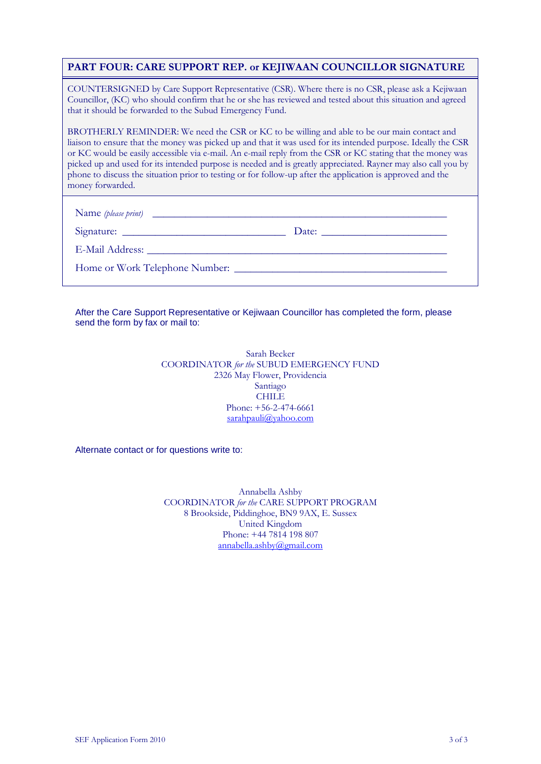## PART FOUR: CARE SUPPORT REP. or KEJIWAAN COUNCILLOR SIGNATURE

COUNTERSIGNED by Care Support Representative (CSR). Where there is no CSR, please ask a Kejiwaan Councillor, (KC) who should confirm that he or she has reviewed and tested about this situation and agreed that it should be forwarded to the Subud Emergency Fund.

BROTHERLY REMINDER: We need the CSR or KC to be willing and able to be our main contact and liaison to ensure that the money was picked up and that it was used for its intended purpose. Ideally the CSR or KC would be easily accessible via e-mail. An e-mail reply from the CSR or KC stating that the money was picked up and used for its intended purpose is needed and is greatly appreciated. Rayner may also call you by phone to discuss the situation prior to testing or for follow-up after the application is approved and the money forwarded.

Name *(please print)* ____________________________________________

Signature: ______________________________ Date: ______________________

E-Mail Address: __________________________________________________

Home or Work Telephone Number: ______________________________________

After the Care Support Representative or Kejiwaan Councillor has completed the form, please send the form by fax or mail to:

Sarah Becker
COORDINATOR *for the* SUBUD EMERGENCY FUND
2326 May Flower, Providencia
Santiago
CHILE
Phone: +56-2-474-6661
sarahpauli@yahoo.com

Alternate contact or for questions write to:

Annabella Ashby
COORDINATOR *for the* CARE SUPPORT PROGRAM
8 Brookside, Piddinghoe, BN9 9AX, E. Sussex
United Kingdom
Phone: +44 7814 198 807
annabella.ashby@gmail.com